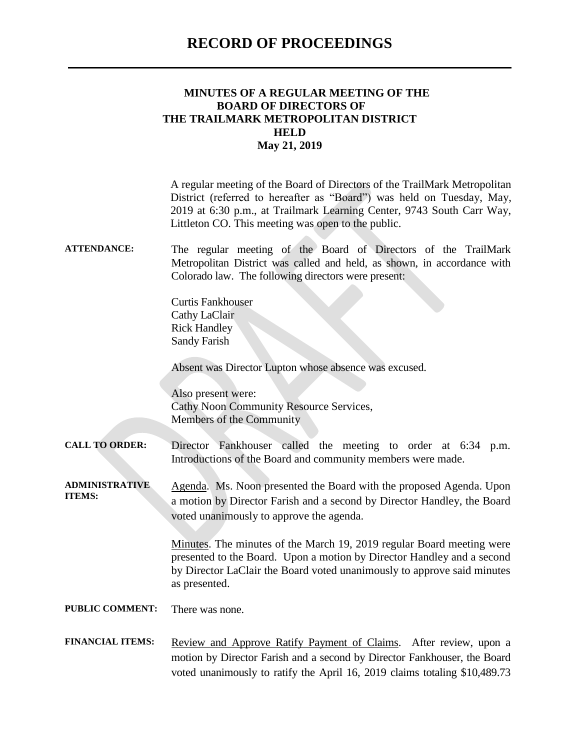# RECORD OF PROCEEDINGS

## MINUTES OF A REGULAR MEETING OF THE BOARD OF DIRECTORS OF THE TRAILMARK METROPOLITAN DISTRICT HELD May 21, 2019

A regular meeting of the Board of Directors of the TrailMark Metropolitan District (referred to hereafter as "Board") was held on Tuesday, May, 2019 at 6:30 p.m., at Trailmark Learning Center, 9743 South Carr Way, Littleton CO. This meeting was open to the public.

**ATTENDANCE:** The regular meeting of the Board of Directors of the TrailMark Metropolitan District was called and held, as shown, in accordance with Colorado law. The following directors were present:

Curtis Fankhouser
Cathy LaClair
Rick Handley
Sandy Farish

Absent was Director Lupton whose absence was excused.

Also present were:
Cathy Noon Community Resource Services,
Members of the Community

**CALL TO ORDER:** Director Fankhouser called the meeting to order at 6:34 p.m. Introductions of the Board and community members were made.

**ADMINISTRATIVE ITEMS:** Agenda. Ms. Noon presented the Board with the proposed Agenda. Upon a motion by Director Farish and a second by Director Handley, the Board voted unanimously to approve the agenda.

Minutes. The minutes of the March 19, 2019 regular Board meeting were presented to the Board. Upon a motion by Director Handley and a second by Director LaClair the Board voted unanimously to approve said minutes as presented.

**PUBLIC COMMENT:** There was none.

**FINANCIAL ITEMS:** Review and Approve Ratify Payment of Claims. After review, upon a motion by Director Farish and a second by Director Fankhouser, the Board voted unanimously to ratify the April 16, 2019 claims totaling $10,489.73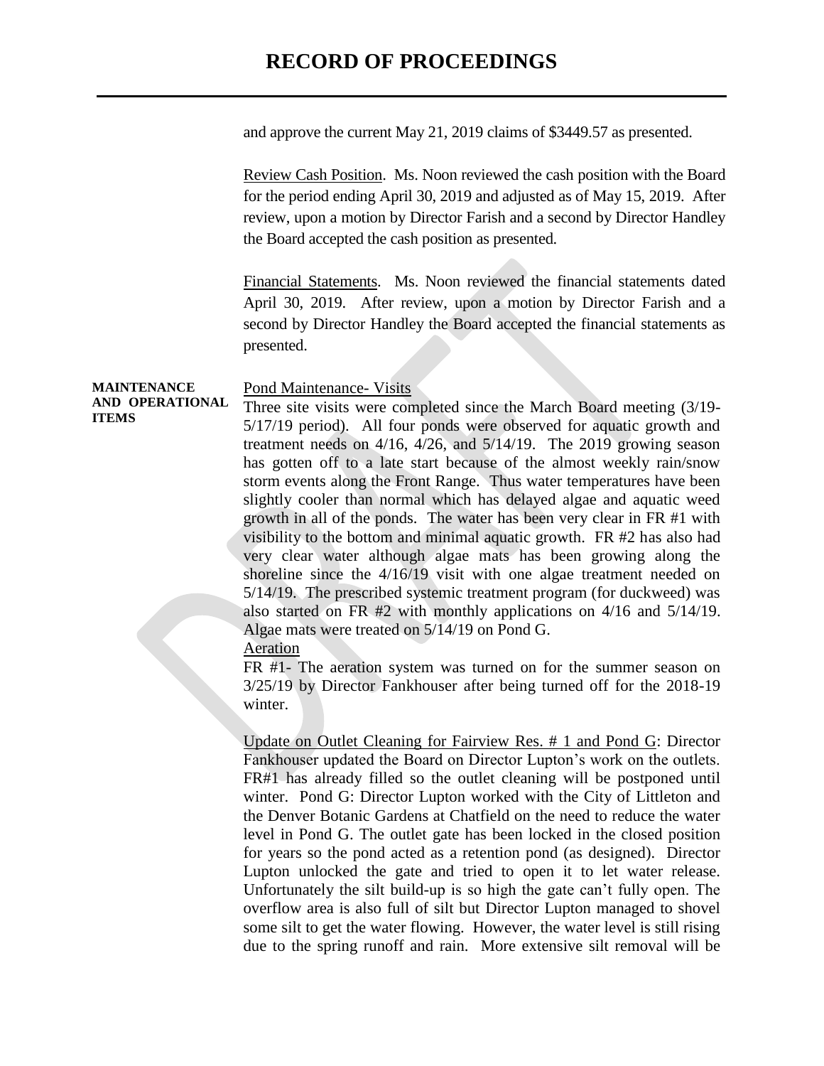and approve the current May 21, 2019 claims of $3449.57 as presented.

Review Cash Position. Ms. Noon reviewed the cash position with the Board for the period ending April 30, 2019 and adjusted as of May 15, 2019. After review, upon a motion by Director Farish and a second by Director Handley the Board accepted the cash position as presented.

Financial Statements. Ms. Noon reviewed the financial statements dated April 30, 2019. After review, upon a motion by Director Farish and a second by Director Handley the Board accepted the financial statements as presented.

**MAINTENANCE AND OPERATIONAL ITEMS**

Pond Maintenance- Visits

Three site visits were completed since the March Board meeting (3/19-5/17/19 period). All four ponds were observed for aquatic growth and treatment needs on 4/16, 4/26, and 5/14/19. The 2019 growing season has gotten off to a late start because of the almost weekly rain/snow storm events along the Front Range. Thus water temperatures have been slightly cooler than normal which has delayed algae and aquatic weed growth in all of the ponds. The water has been very clear in FR #1 with visibility to the bottom and minimal aquatic growth. FR #2 has also had very clear water although algae mats has been growing along the shoreline since the 4/16/19 visit with one algae treatment needed on 5/14/19. The prescribed systemic treatment program (for duckweed) was also started on FR #2 with monthly applications on 4/16 and 5/14/19. Algae mats were treated on 5/14/19 on Pond G.

Aeration

FR #1- The aeration system was turned on for the summer season on 3/25/19 by Director Fankhouser after being turned off for the 2018-19 winter.

Update on Outlet Cleaning for Fairview Res. # 1 and Pond G: Director Fankhouser updated the Board on Director Lupton's work on the outlets. FR#1 has already filled so the outlet cleaning will be postponed until winter. Pond G: Director Lupton worked with the City of Littleton and the Denver Botanic Gardens at Chatfield on the need to reduce the water level in Pond G. The outlet gate has been locked in the closed position for years so the pond acted as a retention pond (as designed). Director Lupton unlocked the gate and tried to open it to let water release. Unfortunately the silt build-up is so high the gate can't fully open. The overflow area is also full of silt but Director Lupton managed to shovel some silt to get the water flowing. However, the water level is still rising due to the spring runoff and rain. More extensive silt removal will be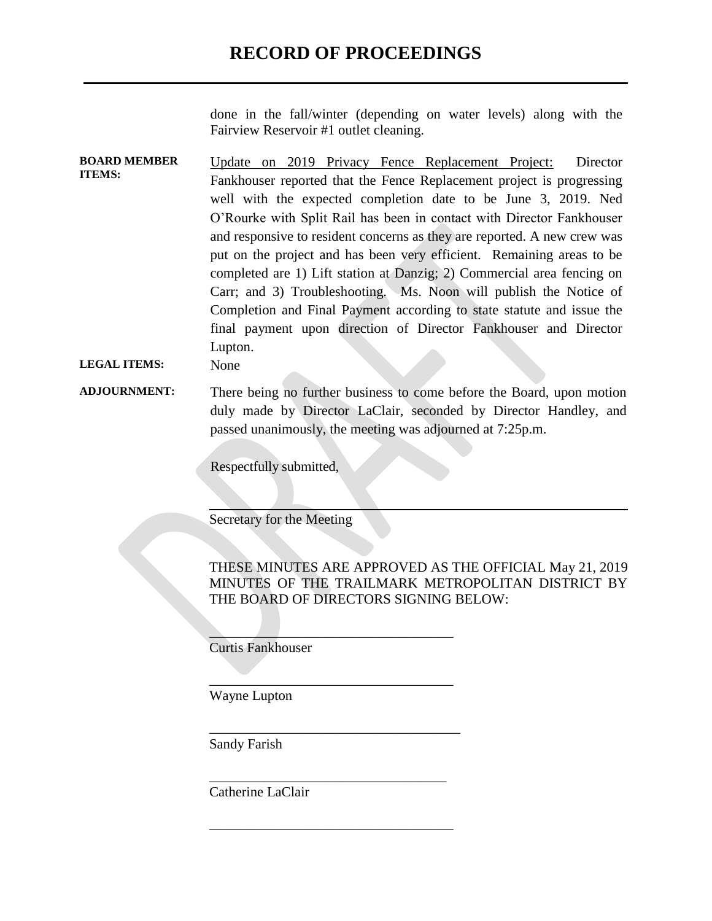done in the fall/winter (depending on water levels) along with the Fairview Reservoir #1 outlet cleaning.

**BOARD MEMBER ITEMS:** Update on 2019 Privacy Fence Replacement Project: Director Fankhouser reported that the Fence Replacement project is progressing well with the expected completion date to be June 3, 2019. Ned O'Rourke with Split Rail has been in contact with Director Fankhouser and responsive to resident concerns as they are reported. A new crew was put on the project and has been very efficient. Remaining areas to be completed are 1) Lift station at Danzig; 2) Commercial area fencing on Carr; and 3) Troubleshooting. Ms. Noon will publish the Notice of Completion and Final Payment according to state statute and issue the final payment upon direction of Director Fankhouser and Director Lupton.

**LEGAL ITEMS:** None

**ADJOURNMENT:** There being no further business to come before the Board, upon motion duly made by Director LaClair, seconded by Director Handley, and passed unanimously, the meeting was adjourned at 7:25p.m.

Respectfully submitted,

\_\_\_\_\_\_\_\_\_\_\_\_\_\_\_\_\_\_\_\_\_\_\_\_\_\_\_\_\_\_\_\_\_\_\_\_

Secretary for the Meeting

THESE MINUTES ARE APPROVED AS THE OFFICIAL May 21, 2019 MINUTES OF THE TRAILMARK METROPOLITAN DISTRICT BY THE BOARD OF DIRECTORS SIGNING BELOW:

\_\_\_\_\_\_\_\_\_\_\_\_\_\_\_\_\_\_\_\_\_\_\_\_\_\_\_\_\_\_\_\_\_\_\_\_

Curtis Fankhouser

\_\_\_\_\_\_\_\_\_\_\_\_\_\_\_\_\_\_\_\_\_\_\_\_\_\_\_\_\_\_\_\_\_\_\_\_

Wayne Lupton

\_\_\_\_\_\_\_\_\_\_\_\_\_\_\_\_\_\_\_\_\_\_\_\_\_\_\_\_\_\_\_\_\_\_\_\_

Sandy Farish

\_\_\_\_\_\_\_\_\_\_\_\_\_\_\_\_\_\_\_\_\_\_\_\_\_\_\_\_\_\_\_\_\_\_\_\_

Catherine LaClair

\_\_\_\_\_\_\_\_\_\_\_\_\_\_\_\_\_\_\_\_\_\_\_\_\_\_\_\_\_\_\_\_\_\_\_\_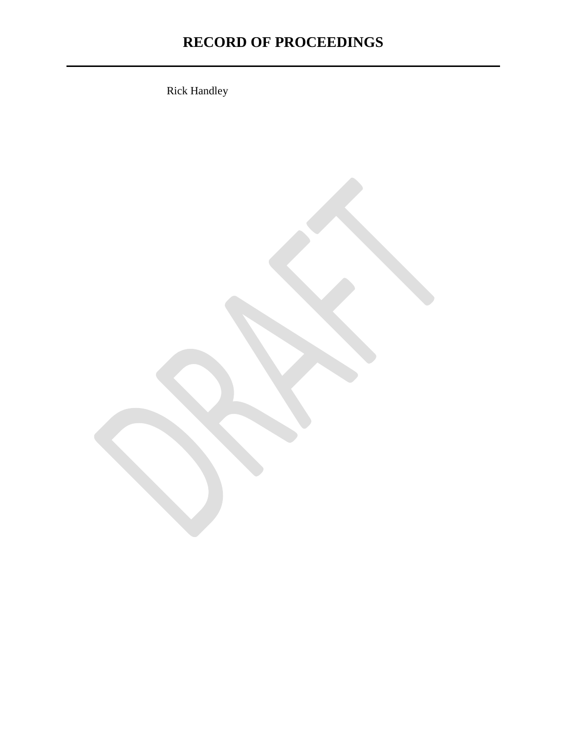Rick Handley